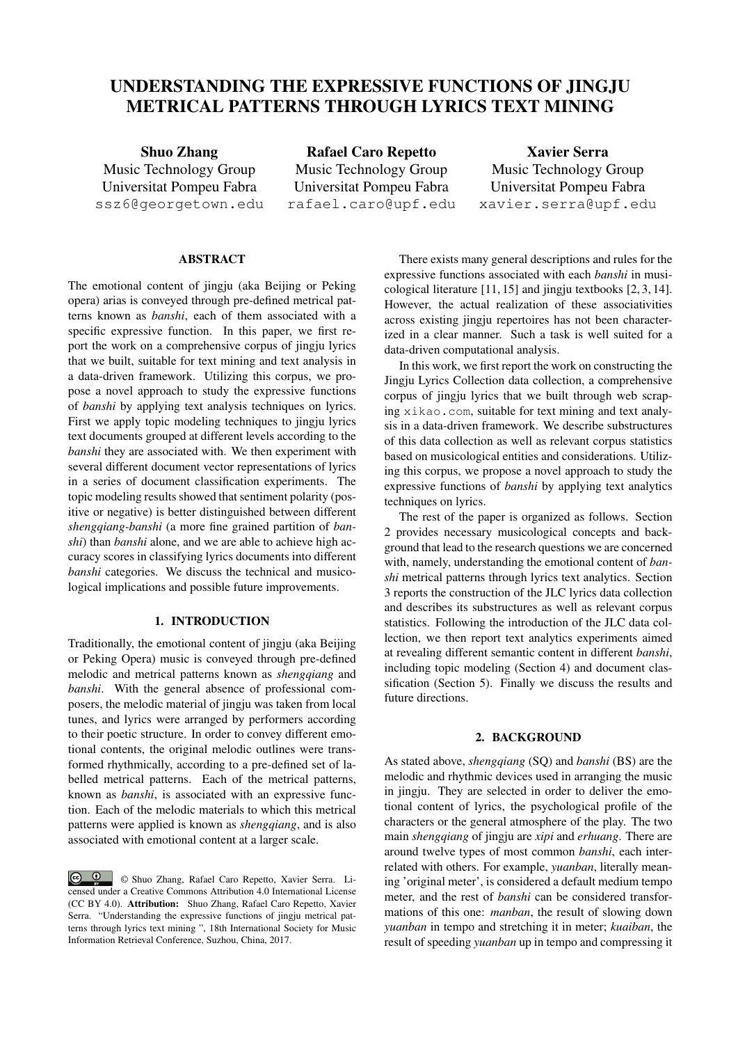# UNDERSTANDING THE EXPRESSIVE FUNCTIONS OF JINGJU METRICAL PATTERNS THROUGH LYRICS TEXT MINING

**Shuo Zhang**
Music Technology Group
Universitat Pompeu Fabra
ssz6@georgetown.edu

**Rafael Caro Repetto**
Music Technology Group
Universitat Pompeu Fabra
rafael.caro@upf.edu

**Xavier Serra**
Music Technology Group
Universitat Pompeu Fabra
xavier.serra@upf.edu

## ABSTRACT

The emotional content of jingju (aka Beijing or Peking opera) arias is conveyed through pre-defined metrical patterns known as *banshi*, each of them associated with a specific expressive function. In this paper, we first report the work on a comprehensive corpus of jingju lyrics that we built, suitable for text mining and text analysis in a data-driven framework. Utilizing this corpus, we propose a novel approach to study the expressive functions of *banshi* by applying text analysis techniques on lyrics. First we apply topic modeling techniques to jingju lyrics text documents grouped at different levels according to the *banshi* they are associated with. We then experiment with several different document vector representations of lyrics in a series of document classification experiments. The topic modeling results showed that sentiment polarity (positive or negative) is better distinguished between different *shengqiang-banshi* (a more fine grained partition of *banshi*) than *banshi* alone, and we are able to achieve high accuracy scores in classifying lyrics documents into different *banshi* categories. We discuss the technical and musicological implications and possible future improvements.

## 1. INTRODUCTION

Traditionally, the emotional content of jingju (aka Beijing or Peking Opera) music is conveyed through pre-defined melodic and metrical patterns known as *shengqiang* and *banshi*. With the general absence of professional composers, the melodic material of jingju was taken from local tunes, and lyrics were arranged by performers according to their poetic structure. In order to convey different emotional contents, the original melodic outlines were transformed rhythmically, according to a pre-defined set of labelled metrical patterns. Each of the metrical patterns, known as *banshi*, is associated with an expressive function. Each of the melodic materials to which this metrical patterns were applied is known as *shengqiang*, and is also associated with emotional content at a larger scale.

© Shuo Zhang, Rafael Caro Repetto, Xavier Serra. Licensed under a Creative Commons Attribution 4.0 International License (CC BY 4.0). **Attribution:** Shuo Zhang, Rafael Caro Repetto, Xavier Serra. "Understanding the expressive functions of jingju metrical patterns through lyrics text mining ", 18th International Society for Music Information Retrieval Conference, Suzhou, China, 2017.

There exists many general descriptions and rules for the expressive functions associated with each *banshi* in musicological literature [11, 15] and jingju textbooks [2, 3, 14]. However, the actual realization of these associativities across existing jingju repertoires has not been characterized in a clear manner. Such a task is well suited for a data-driven computational analysis.

In this work, we first report the work on constructing the Jingju Lyrics Collection data collection, a comprehensive corpus of jingju lyrics that we built through web scraping xikao.com, suitable for text mining and text analysis in a data-driven framework. We describe substructures of this data collection as well as relevant corpus statistics based on musicological entities and considerations. Utilizing this corpus, we propose a novel approach to study the expressive functions of *banshi* by applying text analytics techniques on lyrics.

The rest of the paper is organized as follows. Section 2 provides necessary musicological concepts and background that lead to the research questions we are concerned with, namely, understanding the emotional content of *banshi* metrical patterns through lyrics text analytics. Section 3 reports the construction of the JLC lyrics data collection and describes its substructures as well as relevant corpus statistics. Following the introduction of the JLC data collection, we then report text analytics experiments aimed at revealing different semantic content in different *banshi*, including topic modeling (Section 4) and document classification (Section 5). Finally we discuss the results and future directions.

## 2. BACKGROUND

As stated above, *shengqiang* (SQ) and *banshi* (BS) are the melodic and rhythmic devices used in arranging the music in jingju. They are selected in order to deliver the emotional content of lyrics, the psychological profile of the characters or the general atmosphere of the play. The two main *shengqiang* of jingju are *xipi* and *erhuang*. There are around twelve types of most common *banshi*, each interrelated with others. For example, *yuanban*, literally meaning 'original meter', is considered a default medium tempo meter, and the rest of *banshi* can be considered transformations of this one: *manban*, the result of slowing down *yuanban* in tempo and stretching it in meter; *kuaiban*, the result of speeding *yuanban* up in tempo and compressing it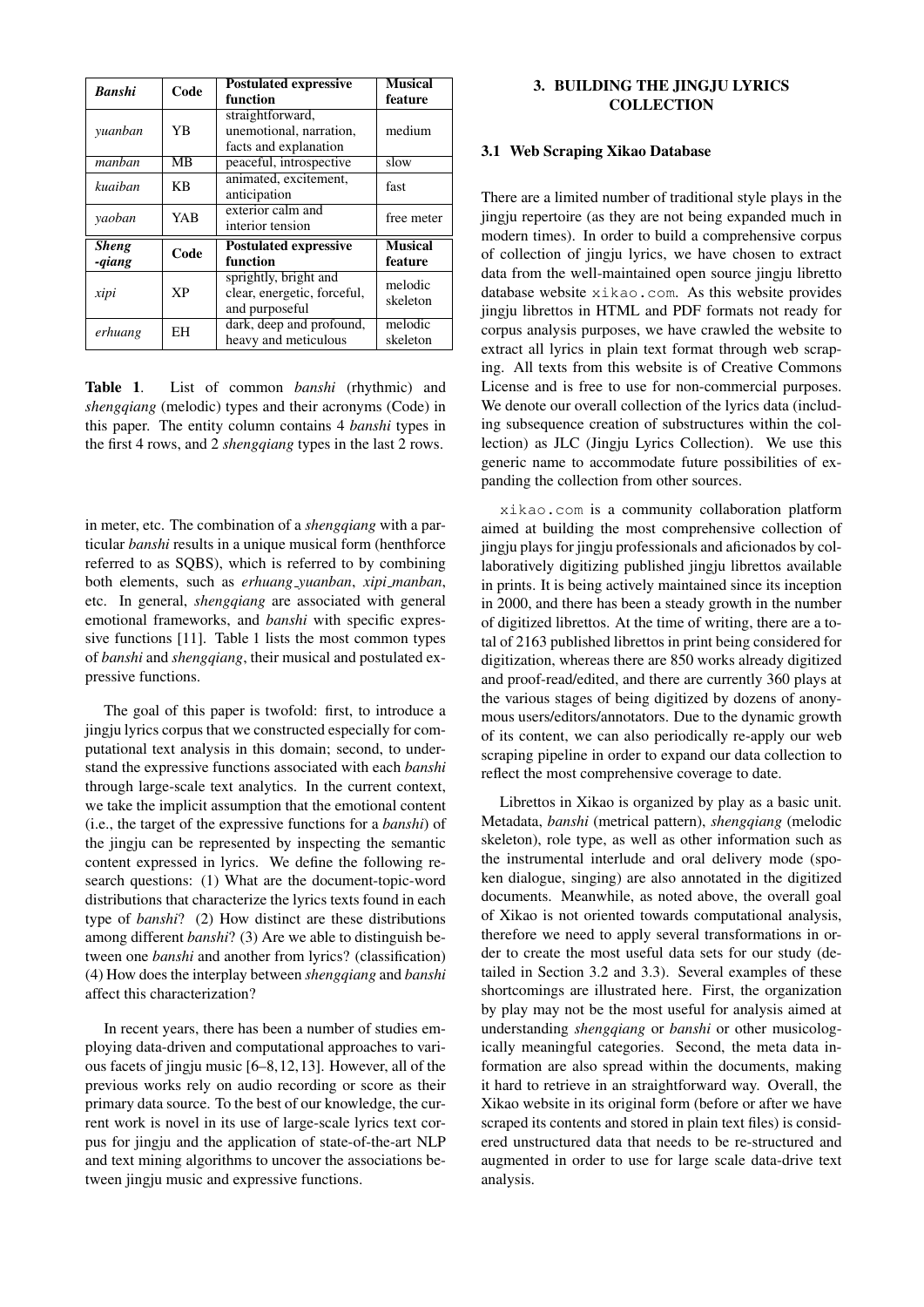| *Banshi* | Code | Postulated expressive function | Musical feature |
|---|---|---|---|
| *yuanban* | YB | straightforward, unemotional, narration, facts and explanation | medium |
| *manban* | MB | peaceful, introspective | slow |
| *kuaiban* | KB | animated, excitement, anticipation | fast |
| *yaoban* | YAB | exterior calm and interior tension | free meter |
| ***Sheng -qiang*** | **Code** | **Postulated expressive function** | **Musical feature** |
| *xipi* | XP | sprightly, bright and clear, energetic, forceful, and purposeful | melodic skeleton |
| *erhuang* | EH | dark, deep and profound, heavy and meticulous | melodic skeleton |

**Table 1**. List of common *banshi* (rhythmic) and *shengqiang* (melodic) types and their acronyms (Code) in this paper. The entity column contains 4 *banshi* types in the first 4 rows, and 2 *shengqiang* types in the last 2 rows.

in meter, etc. The combination of a *shengqiang* with a particular *banshi* results in a unique musical form (henthforce referred to as SQBS), which is referred to by combining both elements, such as *erhuang_yuanban*, *xipi_manban*, etc. In general, *shengqiang* are associated with general emotional frameworks, and *banshi* with specific expressive functions [11]. Table 1 lists the most common types of *banshi* and *shengqiang*, their musical and postulated expressive functions.

The goal of this paper is twofold: first, to introduce a jingju lyrics corpus that we constructed especially for computational text analysis in this domain; second, to understand the expressive functions associated with each *banshi* through large-scale text analytics. In the current context, we take the implicit assumption that the emotional content (i.e., the target of the expressive functions for a *banshi*) of the jingju can be represented by inspecting the semantic content expressed in lyrics. We define the following research questions: (1) What are the document-topic-word distributions that characterize the lyrics texts found in each type of *banshi*? (2) How distinct are these distributions among different *banshi*? (3) Are we able to distinguish between one *banshi* and another from lyrics? (classification) (4) How does the interplay between *shengqiang* and *banshi* affect this characterization?

In recent years, there has been a number of studies employing data-driven and computational approaches to various facets of jingju music [6–8, 12, 13]. However, all of the previous works rely on audio recording or score as their primary data source. To the best of our knowledge, the current work is novel in its use of large-scale lyrics text corpus for jingju and the application of state-of-the-art NLP and text mining algorithms to uncover the associations between jingju music and expressive functions.

## 3. BUILDING THE JINGJU LYRICS COLLECTION

### 3.1 Web Scraping Xikao Database

There are a limited number of traditional style plays in the jingju repertoire (as they are not being expanded much in modern times). In order to build a comprehensive corpus of collection of jingju lyrics, we have chosen to extract data from the well-maintained open source jingju libretto database website `xikao.com`. As this website provides jingju librettos in HTML and PDF formats not ready for corpus analysis purposes, we have crawled the website to extract all lyrics in plain text format through web scraping. All texts from this website is of Creative Commons License and is free to use for non-commercial purposes. We denote our overall collection of the lyrics data (including subsequence creation of substructures within the collection) as JLC (Jingju Lyrics Collection). We use this generic name to accommodate future possibilities of expanding the collection from other sources.

`xikao.com` is a community collaboration platform aimed at building the most comprehensive collection of jingju plays for jingju professionals and aficionados by collaboratively digitizing published jingju librettos available in prints. It is being actively maintained since its inception in 2000, and there has been a steady growth in the number of digitized librettos. At the time of writing, there are a total of 2163 published librettos in print being considered for digitization, whereas there are 850 works already digitized and proof-read/edited, and there are currently 360 plays at the various stages of being digitized by dozens of anonymous users/editors/annotators. Due to the dynamic growth of its content, we can also periodically re-apply our web scraping pipeline in order to expand our data collection to reflect the most comprehensive coverage to date.

Librettos in Xikao is organized by play as a basic unit. Metadata, *banshi* (metrical pattern), *shengqiang* (melodic skeleton), role type, as well as other information such as the instrumental interlude and oral delivery mode (spoken dialogue, singing) are also annotated in the digitized documents. Meanwhile, as noted above, the overall goal of Xikao is not oriented towards computational analysis, therefore we need to apply several transformations in order to create the most useful data sets for our study (detailed in Section 3.2 and 3.3). Several examples of these shortcomings are illustrated here. First, the organization by play may not be the most useful for analysis aimed at understanding *shengqiang* or *banshi* or other musicologically meaningful categories. Second, the meta data information are also spread within the documents, making it hard to retrieve in an straightforward way. Overall, the Xikao website in its original form (before or after we have scraped its contents and stored in plain text files) is considered unstructured data that needs to be re-structured and augmented in order to use for large scale data-drive text analysis.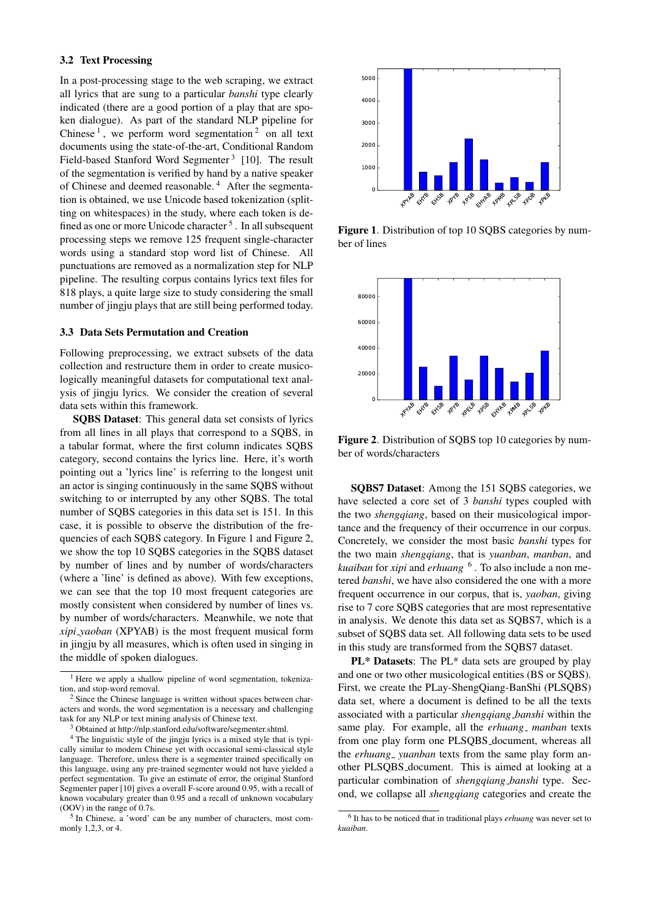### 3.2 Text Processing

In a post-processing stage to the web scraping, we extract all lyrics that are sung to a particular *banshi* type clearly indicated (there are a good portion of a play that are spoken dialogue). As part of the standard NLP pipeline for Chinese [1], we perform word segmentation [2] on all text documents using the state-of-the-art, Conditional Random Field-based Stanford Word Segmenter [3] [10]. The result of the segmentation is verified by hand by a native speaker of Chinese and deemed reasonable. [4] After the segmentation is obtained, we use Unicode based tokenization (splitting on whitespaces) in the study, where each token is defined as one or more Unicode character [5]. In all subsequent processing steps we remove 125 frequent single-character words using a standard stop word list of Chinese. All punctuations are removed as a normalization step for NLP pipeline. The resulting corpus contains lyrics text files for 818 plays, a quite large size to study considering the small number of jingju plays that are still being performed today.

### 3.3 Data Sets Permutation and Creation

Following preprocessing, we extract subsets of the data collection and restructure them in order to create musicologically meaningful datasets for computational text analysis of jingju lyrics. We consider the creation of several data sets within this framework.

**SQBS Dataset**: This general data set consists of lyrics from all lines in all plays that correspond to a SQBS, in a tabular format, where the first column indicates SQBS category, second contains the lyrics line. Here, it's worth pointing out a 'lyrics line' is referring to the longest unit an actor is singing continuously in the same SQBS without switching to or interrupted by any other SQBS. The total number of SQBS categories in this data set is 151. In this case, it is possible to observe the distribution of the frequencies of each SQBS category. In Figure 1 and Figure 2, we show the top 10 SQBS categories in the SQBS dataset by number of lines and by number of words/characters (where a 'line' is defined as above). With few exceptions, we can see that the top 10 most frequent categories are mostly consistent when considered by number of lines vs. by number of words/characters. Meanwhile, we note that *xipi_yaoban* (XPYAB) is the most frequent musical form in jingju by all measures, which is often used in singing in the middle of spoken dialogues.

**Figure 1**. Distribution of top 10 SQBS categories by number of lines

**Figure 2**. Distribution of SQBS top 10 categories by number of words/characters

**SQBS7 Dataset**: Among the 151 SQBS categories, we have selected a core set of 3 *banshi* types coupled with the two *shengqiang*, based on their musicological importance and the frequency of their occurrence in our corpus. Concretely, we consider the most basic *banshi* types for the two main *shengqiang*, that is *yuanban*, *manban*, and *kuaiban* for *xipi* and *erhuang* [6]. To also include a non metered *banshi*, we have also considered the one with a more frequent occurrence in our corpus, that is, *yaoban*, giving rise to 7 core SQBS categories that are most representative in analysis. We denote this data set as SQBS7, which is a subset of SQBS data set. All following data sets to be used in this study are transformed from the SQBS7 dataset.

**PL\* Datasets**: The PL\* data sets are grouped by play and one or two other musicological entities (BS or SQBS). First, we create the PLay-ShengQiang-BanShi (PLSQBS) data set, where a document is defined to be all the texts associated with a particular *shengqiang_banshi* within the same play. For example, all the *erhuang_ manban* texts from one play form one PLSQBS_document, whereas all the *erhuang_ yuanban* texts from the same play form another PLSQBS_document. This is aimed at looking at a particular combination of *shengqiang_banshi* type. Second, we collapse all *shengqiang* categories and create the

---

[1] Here we apply a shallow pipeline of word segmentation, tokenization, and stop-word removal.

[2] Since the Chinese language is written without spaces between characters and words, the word segmentation is a necessary and challenging task for any NLP or text mining analysis of Chinese text.

[3] Obtained at http://nlp.stanford.edu/software/segmenter.shtml.

[4] The linguistic style of the jingju lyrics is a mixed style that is typically similar to modern Chinese yet with occasional semi-classical style language. Therefore, unless there is a segmenter trained specifically on this language, using any pre-trained segmenter would not have yielded a perfect segmentation. To give an estimate of error, the original Stanford Segmenter paper [10] gives a overall F-score around 0.95, with a recall of known vocabulary greater than 0.95 and a recall of unknown vocabulary (OOV) in the range of 0.7s.

[5] In Chinese, a 'word' can be any number of characters, most commonly 1,2,3, or 4.

[6] It has to be noticed that in traditional plays *erhuang* was never set to *kuaiban*.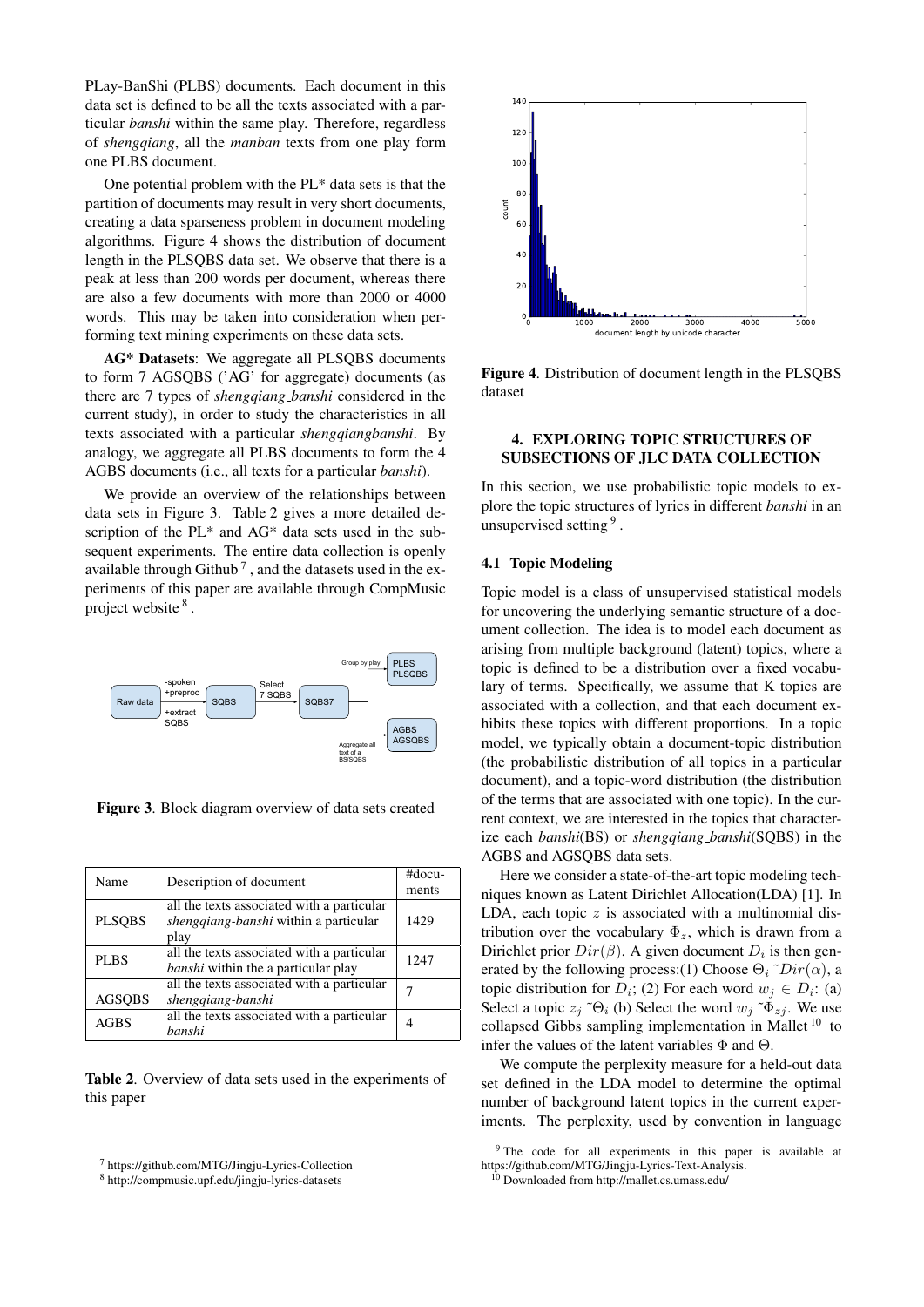PLay-BanShi (PLBS) documents. Each document in this data set is defined to be all the texts associated with a particular *banshi* within the same play. Therefore, regardless of *shengqiang*, all the *manban* texts from one play form one PLBS document.

One potential problem with the PL* data sets is that the partition of documents may result in very short documents, creating a data sparseness problem in document modeling algorithms. Figure 4 shows the distribution of document length in the PLSQBS data set. We observe that there is a peak at less than 200 words per document, whereas there are also a few documents with more than 2000 or 4000 words. This may be taken into consideration when performing text mining experiments on these data sets.

**AG* Datasets**: We aggregate all PLSQBS documents to form 7 AGSQBS ('AG' for aggregate) documents (as there are 7 types of *shengqiang_banshi* considered in the current study), in order to study the characteristics in all texts associated with a particular *shengqiangbanshi*. By analogy, we aggregate all PLBS documents to form the 4 AGBS documents (i.e., all texts for a particular *banshi*).

We provide an overview of the relationships between data sets in Figure 3. Table 2 gives a more detailed description of the PL* and AG* data sets used in the subsequent experiments. The entire data collection is openly available through Github [7], and the datasets used in the experiments of this paper are available through CompMusic project website [8].

**Figure 3**. Block diagram overview of data sets created

| Name | Description of document | #documents |
|---|---|---|
| PLSQBS | all the texts associated with a particular *shengqiang-banshi* within a particular play | 1429 |
| PLBS | all the texts associated with a particular *banshi* within the a particular play | 1247 |
| AGSQBS | all the texts associated with a particular *shengqiang-banshi* | 7 |
| AGBS | all the texts associated with a particular *banshi* | 4 |

**Table 2**. Overview of data sets used in the experiments of this paper

**Figure 4**. Distribution of document length in the PLSQBS dataset

## 4. EXPLORING TOPIC STRUCTURES OF SUBSECTIONS OF JLC DATA COLLECTION

In this section, we use probabilistic topic models to explore the topic structures of lyrics in different *banshi* in an unsupervised setting [9].

### 4.1 Topic Modeling

Topic model is a class of unsupervised statistical models for uncovering the underlying semantic structure of a document collection. The idea is to model each document as arising from multiple background (latent) topics, where a topic is defined to be a distribution over a fixed vocabulary of terms. Specifically, we assume that K topics are associated with a collection, and that each document exhibits these topics with different proportions. In a topic model, we typically obtain a document-topic distribution (the probabilistic distribution of all topics in a particular document), and a topic-word distribution (the distribution of the terms that are associated with one topic). In the current context, we are interested in the topics that characterize each *banshi*(BS) or *shengqiang_banshi*(SQBS) in the AGBS and AGSQBS data sets.

Here we consider a state-of-the-art topic modeling techniques known as Latent Dirichlet Allocation(LDA) [1]. In LDA, each topic $z$ is associated with a multinomial distribution over the vocabulary $\Phi_z$, which is drawn from a Dirichlet prior $Dir(\beta)$. A given document $D_i$ is then generated by the following process:(1) Choose $\Theta_i$ ˜$Dir(\alpha)$, a topic distribution for $D_i$; (2) For each word $w_j \in D_i$: (a) Select a topic $z_j$ ˜$\Theta_i$ (b) Select the word $w_j$ ˜$\Phi_{zj}$. We use collapsed Gibbs sampling implementation in Mallet [10] to infer the values of the latent variables $\Phi$ and $\Theta$.

We compute the perplexity measure for a held-out data set defined in the LDA model to determine the optimal number of background latent topics in the current experiments. The perplexity, used by convention in language

[7] https://github.com/MTG/Jingju-Lyrics-Collection

[8] http://compmusic.upf.edu/jingju-lyrics-datasets

[9] The code for all experiments in this paper is available at https://github.com/MTG/Jingju-Lyrics-Text-Analysis.

[10] Downloaded from http://mallet.cs.umass.edu/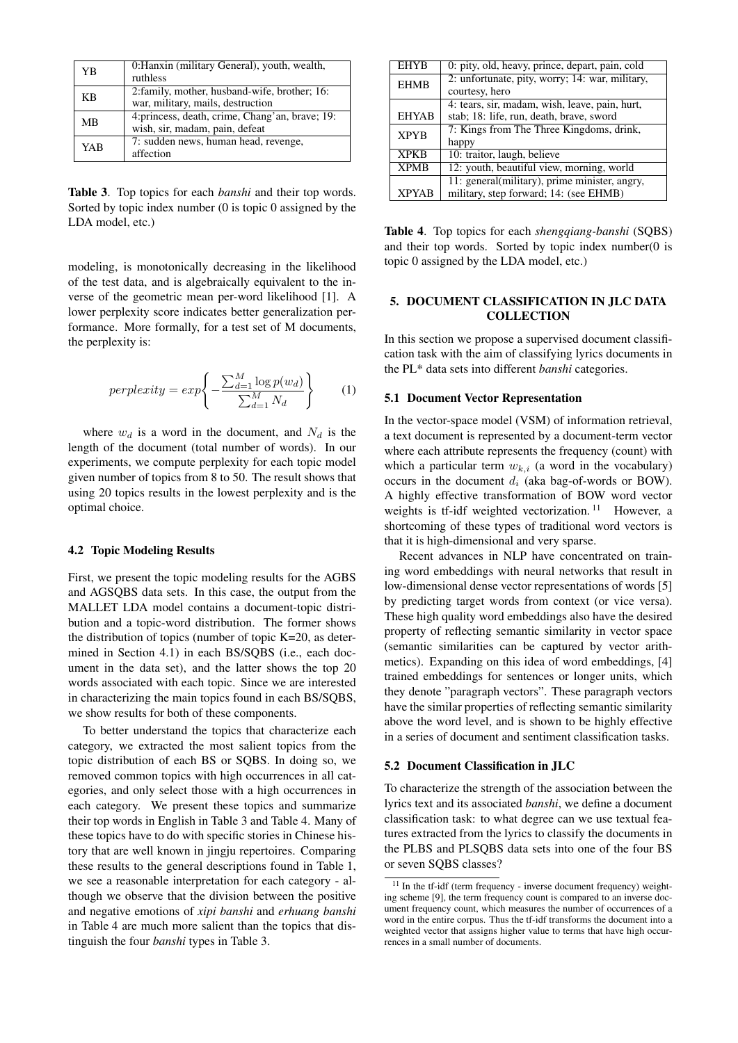| YB | 0:Hanxin (military General), youth, wealth, ruthless |
|---|---|
| KB | 2:family, mother, husband-wife, brother; 16: war, military, mails, destruction |
| MB | 4:princess, death, crime, Chang'an, brave; 19: wish, sir, madam, pain, defeat |
| YAB | 7: sudden news, human head, revenge, affection |

**Table 3**. Top topics for each *banshi* and their top words. Sorted by topic index number (0 is topic 0 assigned by the LDA model, etc.)

modeling, is monotonically decreasing in the likelihood of the test data, and is algebraically equivalent to the inverse of the geometric mean per-word likelihood [1]. A lower perplexity score indicates better generalization performance. More formally, for a test set of M documents, the perplexity is:

$$perplexity = exp\left\{ -\frac{\sum_{d=1}^{M} \log p(w_d)}{\sum_{d=1}^{M} N_d} \right\} \qquad (1)$$

where $w_d$ is a word in the document, and $N_d$ is the length of the document (total number of words). In our experiments, we compute perplexity for each topic model given number of topics from 8 to 50. The result shows that using 20 topics results in the lowest perplexity and is the optimal choice.

### 4.2 Topic Modeling Results

First, we present the topic modeling results for the AGBS and AGSQBS data sets. In this case, the output from the MALLET LDA model contains a document-topic distribution and a topic-word distribution. The former shows the distribution of topics (number of topic K=20, as determined in Section 4.1) in each BS/SQBS (i.e., each document in the data set), and the latter shows the top 20 words associated with each topic. Since we are interested in characterizing the main topics found in each BS/SQBS, we show results for both of these components.

To better understand the topics that characterize each category, we extracted the most salient topics from the topic distribution of each BS or SQBS. In doing so, we removed common topics with high occurrences in all categories, and only select those with a high occurrences in each category. We present these topics and summarize their top words in English in Table 3 and Table 4. Many of these topics have to do with specific stories in Chinese history that are well known in jingju repertoires. Comparing these results to the general descriptions found in Table 1, we see a reasonable interpretation for each category - although we observe that the division between the positive and negative emotions of *xipi banshi* and *erhuang banshi* in Table 4 are much more salient than the topics that distinguish the four *banshi* types in Table 3.

| EHYB | 0: pity, old, heavy, prince, depart, pain, cold |
|---|---|
| EHMB | 2: unfortunate, pity, worry; 14: war, military, courtesy, hero |
| EHYAB | 4: tears, sir, madam, wish, leave, pain, hurt, stab; 18: life, run, death, brave, sword |
| XPYB | 7: Kings from The Three Kingdoms, drink, happy |
| XPKB | 10: traitor, laugh, believe |
| XPMB | 12: youth, beautiful view, morning, world |
| XPYAB | 11: general(military), prime minister, angry, military, step forward; 14: (see EHMB) |

**Table 4**. Top topics for each *shengqiang-banshi* (SQBS) and their top words. Sorted by topic index number(0 is topic 0 assigned by the LDA model, etc.)

## 5. DOCUMENT CLASSIFICATION IN JLC DATA COLLECTION

In this section we propose a supervised document classification task with the aim of classifying lyrics documents in the PL* data sets into different *banshi* categories.

### 5.1 Document Vector Representation

In the vector-space model (VSM) of information retrieval, a text document is represented by a document-term vector where each attribute represents the frequency (count) with which a particular term $w_{k,i}$ (a word in the vocabulary) occurs in the document $d_i$ (aka bag-of-words or BOW). A highly effective transformation of BOW word vector weights is tf-idf weighted vectorization.[11] However, a shortcoming of these types of traditional word vectors is that it is high-dimensional and very sparse.

Recent advances in NLP have concentrated on training word embeddings with neural networks that result in low-dimensional dense vector representations of words [5] by predicting target words from context (or vice versa). These high quality word embeddings also have the desired property of reflecting semantic similarity in vector space (semantic similarities can be captured by vector arithmetics). Expanding on this idea of word embeddings, [4] trained embeddings for sentences or longer units, which they denote "paragraph vectors". These paragraph vectors have the similar properties of reflecting semantic similarity above the word level, and is shown to be highly effective in a series of document and sentiment classification tasks.

### 5.2 Document Classification in JLC

To characterize the strength of the association between the lyrics text and its associated *banshi*, we define a document classification task: to what degree can we use textual features extracted from the lyrics to classify the documents in the PLBS and PLSQBS data sets into one of the four BS or seven SQBS classes?

[11] In the tf-idf (term frequency - inverse document frequency) weighting scheme [9], the term frequency count is compared to an inverse document frequency count, which measures the number of occurrences of a word in the entire corpus. Thus the tf-idf transforms the document into a weighted vector that assigns higher value to terms that have high occurrences in a small number of documents.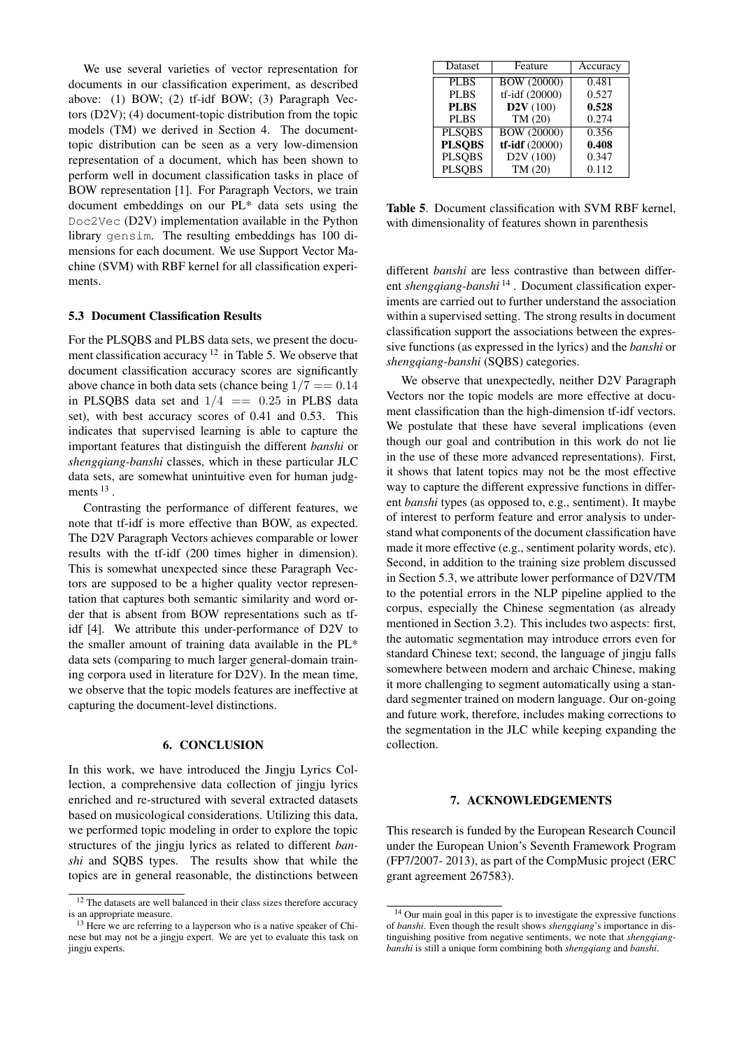We use several varieties of vector representation for documents in our classification experiment, as described above: (1) BOW; (2) tf-idf BOW; (3) Paragraph Vectors (D2V); (4) document-topic distribution from the topic models (TM) we derived in Section 4. The document-topic distribution can be seen as a very low-dimension representation of a document, which has been shown to perform well in document classification tasks in place of BOW representation [1]. For Paragraph Vectors, we train document embeddings on our PL* data sets using the `Doc2Vec` (D2V) implementation available in the Python library `gensim`. The resulting embeddings has 100 dimensions for each document. We use Support Vector Machine (SVM) with RBF kernel for all classification experiments.

### 5.3 Document Classification Results

For the PLSQBS and PLBS data sets, we present the document classification accuracy [12] in Table 5. We observe that document classification accuracy scores are significantly above chance in both data sets (chance being $1/7 == 0.14$ in PLSQBS data set and $1/4 == 0.25$ in PLBS data set), with best accuracy scores of 0.41 and 0.53. This indicates that supervised learning is able to capture the important features that distinguish the different *banshi* or *shengqiang-banshi* classes, which in these particular JLC data sets, are somewhat unintuitive even for human judgments [13].

Contrasting the performance of different features, we note that tf-idf is more effective than BOW, as expected. The D2V Paragraph Vectors achieves comparable or lower results with the tf-idf (200 times higher in dimension). This is somewhat unexpected since these Paragraph Vectors are supposed to be a higher quality vector representation that captures both semantic similarity and word order that is absent from BOW representations such as tf-idf [4]. We attribute this under-performance of D2V to the smaller amount of training data available in the PL* data sets (comparing to much larger general-domain training corpora used in literature for D2V). In the mean time, we observe that the topic models features are ineffective at capturing the document-level distinctions.

| Dataset | Feature | Accuracy |
|---|---|---|
| PLBS | BOW (20000) | 0.481 |
| PLBS | tf-idf (20000) | 0.527 |
| **PLBS** | **D2V** (100) | **0.528** |
| PLBS | TM (20) | 0.274 |
| PLSQBS | BOW (20000) | 0.356 |
| **PLSQBS** | **tf-idf** (20000) | **0.408** |
| PLSQBS | D2V (100) | 0.347 |
| PLSQBS | TM (20) | 0.112 |

**Table 5**. Document classification with SVM RBF kernel, with dimensionality of features shown in parenthesis

## 6. CONCLUSION

In this work, we have introduced the Jingju Lyrics Collection, a comprehensive data collection of jingju lyrics enriched and re-structured with several extracted datasets based on musicological considerations. Utilizing this data, we performed topic modeling in order to explore the topic structures of the jingju lyrics as related to different *banshi* and SQBS types. The results show that while the topics are in general reasonable, the distinctions between different *banshi* are less contrastive than between different *shengqiang-banshi* [14]. Document classification experiments are carried out to further understand the association within a supervised setting. The strong results in document classification support the associations between the expressive functions (as expressed in the lyrics) and the *banshi* or *shengqiang-banshi* (SQBS) categories.

We observe that unexpectedly, neither D2V Paragraph Vectors nor the topic models are more effective at document classification than the high-dimension tf-idf vectors. We postulate that these have several implications (even though our goal and contribution in this work do not lie in the use of these more advanced representations). First, it shows that latent topics may not be the most effective way to capture the different expressive functions in different *banshi* types (as opposed to, e.g., sentiment). It maybe of interest to perform feature and error analysis to understand what components of the document classification have made it more effective (e.g., sentiment polarity words, etc). Second, in addition to the training size problem discussed in Section 5.3, we attribute lower performance of D2V/TM to the potential errors in the NLP pipeline applied to the corpus, especially the Chinese segmentation (as already mentioned in Section 3.2). This includes two aspects: first, the automatic segmentation may introduce errors even for standard Chinese text; second, the language of jingju falls somewhere between modern and archaic Chinese, making it more challenging to segment automatically using a standard segmenter trained on modern language. Our on-going and future work, therefore, includes making corrections to the segmentation in the JLC while keeping expanding the collection.

## 7. ACKNOWLEDGEMENTS

This research is funded by the European Research Council under the European Union's Seventh Framework Program (FP7/2007- 2013), as part of the CompMusic project (ERC grant agreement 267583).

---

[12] The datasets are well balanced in their class sizes therefore accuracy is an appropriate measure.

[13] Here we are referring to a layperson who is a native speaker of Chinese but may not be a jingju expert. We are yet to evaluate this task on jingju experts.

[14] Our main goal in this paper is to investigate the expressive functions of *banshi*. Even though the result shows *shengqiang*'s importance in distinguishing positive from negative sentiments, we note that *shengqiang-banshi* is still a unique form combining both *shengqiang* and *banshi*.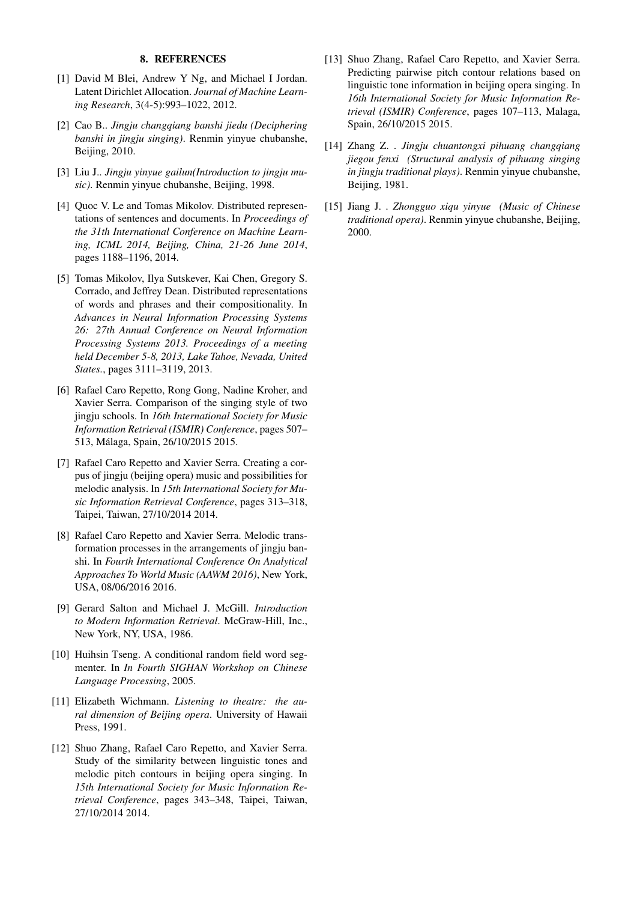## 8. REFERENCES

[1] David M Blei, Andrew Y Ng, and Michael I Jordan. Latent Dirichlet Allocation. *Journal of Machine Learning Research*, 3(4-5):993–1022, 2012.

[2] Cao B.. *Jingju changqiang banshi jiedu (Deciphering banshi in jingju singing)*. Renmin yinyue chubanshe, Beijing, 2010.

[3] Liu J.. *Jingju yinyue gailun(Introduction to jingju music)*. Renmin yinyue chubanshe, Beijing, 1998.

[4] Quoc V. Le and Tomas Mikolov. Distributed representations of sentences and documents. In *Proceedings of the 31th International Conference on Machine Learning, ICML 2014, Beijing, China, 21-26 June 2014*, pages 1188–1196, 2014.

[5] Tomas Mikolov, Ilya Sutskever, Kai Chen, Gregory S. Corrado, and Jeffrey Dean. Distributed representations of words and phrases and their compositionality. In *Advances in Neural Information Processing Systems 26: 27th Annual Conference on Neural Information Processing Systems 2013. Proceedings of a meeting held December 5-8, 2013, Lake Tahoe, Nevada, United States.*, pages 3111–3119, 2013.

[6] Rafael Caro Repetto, Rong Gong, Nadine Kroher, and Xavier Serra. Comparison of the singing style of two jingju schools. In *16th International Society for Music Information Retrieval (ISMIR) Conference*, pages 507–513, Málaga, Spain, 26/10/2015 2015.

[7] Rafael Caro Repetto and Xavier Serra. Creating a corpus of jingju (beijing opera) music and possibilities for melodic analysis. In *15th International Society for Music Information Retrieval Conference*, pages 313–318, Taipei, Taiwan, 27/10/2014 2014.

[8] Rafael Caro Repetto and Xavier Serra. Melodic transformation processes in the arrangements of jingju banshi. In *Fourth International Conference On Analytical Approaches To World Music (AAWM 2016)*, New York, USA, 08/06/2016 2016.

[9] Gerard Salton and Michael J. McGill. *Introduction to Modern Information Retrieval*. McGraw-Hill, Inc., New York, NY, USA, 1986.

[10] Huihsin Tseng. A conditional random field word segmenter. In *In Fourth SIGHAN Workshop on Chinese Language Processing*, 2005.

[11] Elizabeth Wichmann. *Listening to theatre: the aural dimension of Beijing opera*. University of Hawaii Press, 1991.

[12] Shuo Zhang, Rafael Caro Repetto, and Xavier Serra. Study of the similarity between linguistic tones and melodic pitch contours in beijing opera singing. In *15th International Society for Music Information Retrieval Conference*, pages 343–348, Taipei, Taiwan, 27/10/2014 2014.

[13] Shuo Zhang, Rafael Caro Repetto, and Xavier Serra. Predicting pairwise pitch contour relations based on linguistic tone information in beijing opera singing. In *16th International Society for Music Information Retrieval (ISMIR) Conference*, pages 107–113, Malaga, Spain, 26/10/2015 2015.

[14] Zhang Z. . *Jingju chuantongxi pihuang changqiang jiegou fenxi (Structural analysis of pihuang singing in jingju traditional plays)*. Renmin yinyue chubanshe, Beijing, 1981.

[15] Jiang J. . *Zhongguo xiqu yinyue (Music of Chinese traditional opera)*. Renmin yinyue chubanshe, Beijing, 2000.